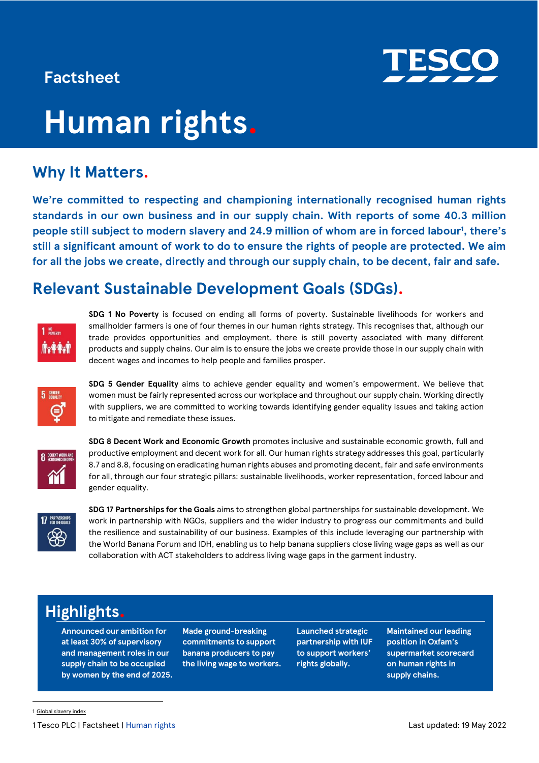Factsheet

# Human rights.

## Why It Matters.

**We're committed to respecting and championing internationally recognised human rights standards in our own business and in our supply chain. With reports of some 40.3 million people still subject to modern slavery and 24.9 million of whom are in forced labour[1], there's still a significant amount of work to do to ensure the rights of people are protected. We aim for all the jobs we create, directly and through our supply chain, to be decent, fair and safe.**

## Relevant Sustainable Development Goals (SDGs).

**SDG 1 No Poverty** is focused on ending all forms of poverty. Sustainable livelihoods for workers and smallholder farmers is one of four themes in our human rights strategy. This recognises that, although our trade provides opportunities and employment, there is still poverty associated with many different products and supply chains. Our aim is to ensure the jobs we create provide those in our supply chain with decent wages and incomes to help people and families prosper.

**SDG 5 Gender Equality** aims to achieve gender equality and women's empowerment. We believe that women must be fairly represented across our workplace and throughout our supply chain. Working directly with suppliers, we are committed to working towards identifying gender equality issues and taking action to mitigate and remediate these issues.

**SDG 8 Decent Work and Economic Growth** promotes inclusive and sustainable economic growth, full and productive employment and decent work for all. Our human rights strategy addresses this goal, particularly 8.7 and 8.8, focusing on eradicating human rights abuses and promoting decent, fair and safe environments for all, through our four strategic pillars: sustainable livelihoods, worker representation, forced labour and gender equality.

**SDG 17 Partnerships for the Goals** aims to strengthen global partnerships for sustainable development. We work in partnership with NGOs, suppliers and the wider industry to progress our commitments and build the resilience and sustainability of our business. Examples of this include leveraging our partnership with the World Banana Forum and IDH, enabling us to help banana suppliers close living wage gaps as well as our collaboration with ACT stakeholders to address living wage gaps in the garment industry.

## Highlights.

- **Announced our ambition for at least 30% of supervisory and management roles in our supply chain to be occupied by women by the end of 2025.**
- **Made ground-breaking commitments to support banana producers to pay the living wage to workers.**
- **Launched strategic partnership with IUF to support workers' rights globally.**
- **Maintained our leading position in Oxfam's supermarket scorecard on human rights in supply chains.**

[1] Global slavery index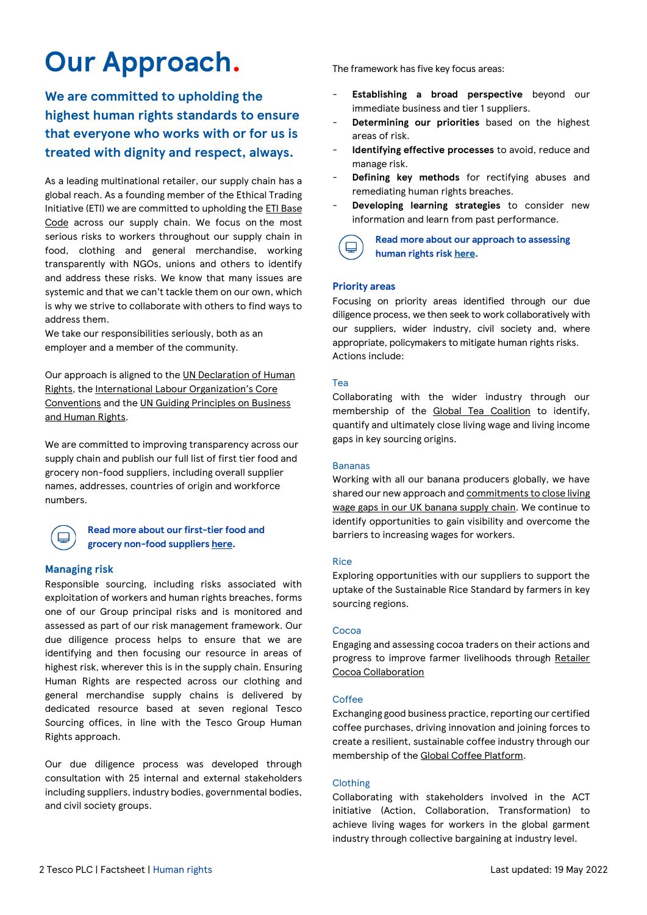# Our Approach.

## We are committed to upholding the highest human rights standards to ensure that everyone who works with or for us is treated with dignity and respect, always.

As a leading multinational retailer, our supply chain has a global reach. As a founding member of the Ethical Trading Initiative (ETI) we are committed to upholding the ETI Base Code across our supply chain. We focus on the most serious risks to workers throughout our supply chain in food, clothing and general merchandise, working transparently with NGOs, unions and others to identify and address these risks. We know that many issues are systemic and that we can't tackle them on our own, which is why we strive to collaborate with others to find ways to address them.
We take our responsibilities seriously, both as an employer and a member of the community.

Our approach is aligned to the UN Declaration of Human Rights, the International Labour Organization's Core Conventions and the UN Guiding Principles on Business and Human Rights.

We are committed to improving transparency across our supply chain and publish our full list of first tier food and grocery non-food suppliers, including overall supplier names, addresses, countries of origin and workforce numbers.

**Read more about our first-tier food and grocery non-food suppliers here.**

### Managing risk

Responsible sourcing, including risks associated with exploitation of workers and human rights breaches, forms one of our Group principal risks and is monitored and assessed as part of our risk management framework. Our due diligence process helps to ensure that we are identifying and then focusing our resource in areas of highest risk, wherever this is in the supply chain. Ensuring Human Rights are respected across our clothing and general merchandise supply chains is delivered by dedicated resource based at seven regional Tesco Sourcing offices, in line with the Tesco Group Human Rights approach.

Our due diligence process was developed through consultation with 25 internal and external stakeholders including suppliers, industry bodies, governmental bodies, and civil society groups.

The framework has five key focus areas:

- **Establishing a broad perspective** beyond our immediate business and tier 1 suppliers.
- **Determining our priorities** based on the highest areas of risk.
- **Identifying effective processes** to avoid, reduce and manage risk.
- **Defining key methods** for rectifying abuses and remediating human rights breaches.
- **Developing learning strategies** to consider new information and learn from past performance.

**Read more about our approach to assessing human rights risk here.**

### Priority areas

Focusing on priority areas identified through our due diligence process, we then seek to work collaboratively with our suppliers, wider industry, civil society and, where appropriate, policymakers to mitigate human rights risks. Actions include:

#### Tea

Collaborating with the wider industry through our membership of the Global Tea Coalition to identify, quantify and ultimately close living wage and living income gaps in key sourcing origins.

#### Bananas

Working with all our banana producers globally, we have shared our new approach and commitments to close living wage gaps in our UK banana supply chain. We continue to identify opportunities to gain visibility and overcome the barriers to increasing wages for workers.

#### Rice

Exploring opportunities with our suppliers to support the uptake of the Sustainable Rice Standard by farmers in key sourcing regions.

#### Cocoa

Engaging and assessing cocoa traders on their actions and progress to improve farmer livelihoods through Retailer Cocoa Collaboration

#### Coffee

Exchanging good business practice, reporting our certified coffee purchases, driving innovation and joining forces to create a resilient, sustainable coffee industry through our membership of the Global Coffee Platform.

#### Clothing

Collaborating with stakeholders involved in the ACT initiative (Action, Collaboration, Transformation) to achieve living wages for workers in the global garment industry through collective bargaining at industry level.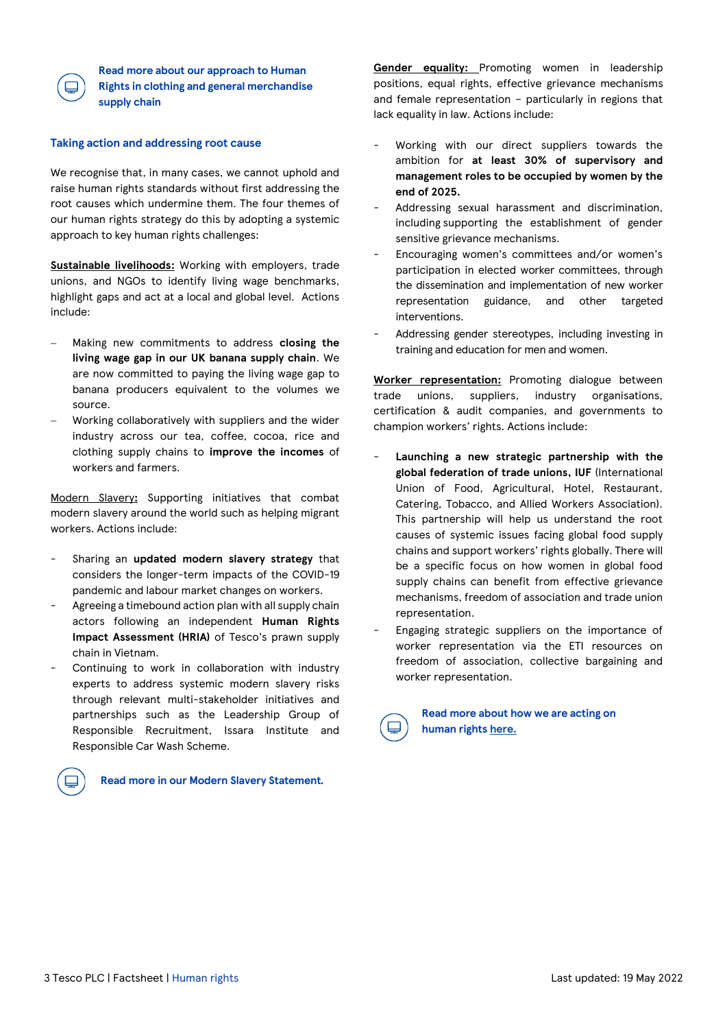**Read more about our approach to Human Rights in clothing and general merchandise supply chain**

## Taking action and addressing root cause

We recognise that, in many cases, we cannot uphold and raise human rights standards without first addressing the root causes which undermine them. The four themes of our human rights strategy do this by adopting a systemic approach to key human rights challenges:

**Sustainable livelihoods:** Working with employers, trade unions, and NGOs to identify living wage benchmarks, highlight gaps and act at a local and global level. Actions include:

- Making new commitments to address **closing the living wage gap in our UK banana supply chain**. We are now committed to paying the living wage gap to banana producers equivalent to the volumes we source.
- Working collaboratively with suppliers and the wider industry across our tea, coffee, cocoa, rice and clothing supply chains to **improve the incomes** of workers and farmers.

**Modern Slavery:** Supporting initiatives that combat modern slavery around the world such as helping migrant workers. Actions include:

- Sharing an **updated modern slavery strategy** that considers the longer-term impacts of the COVID-19 pandemic and labour market changes on workers.
- Agreeing a timebound action plan with all supply chain actors following an independent **Human Rights Impact Assessment (HRIA)** of Tesco's prawn supply chain in Vietnam.
- Continuing to work in collaboration with industry experts to address systemic modern slavery risks through relevant multi-stakeholder initiatives and partnerships such as the Leadership Group of Responsible Recruitment, Issara Institute and Responsible Car Wash Scheme.

**Read more in our Modern Slavery Statement.**

**Gender equality:** Promoting women in leadership positions, equal rights, effective grievance mechanisms and female representation – particularly in regions that lack equality in law. Actions include:

- Working with our direct suppliers towards the ambition for **at least 30% of supervisory and management roles to be occupied by women by the end of 2025.**
- Addressing sexual harassment and discrimination, including supporting the establishment of gender sensitive grievance mechanisms.
- Encouraging women's committees and/or women's participation in elected worker committees, through the dissemination and implementation of new worker representation guidance, and other targeted interventions.
- Addressing gender stereotypes, including investing in training and education for men and women.

**Worker representation:** Promoting dialogue between trade unions, suppliers, industry organisations, certification & audit companies, and governments to champion workers' rights. Actions include:

- **Launching a new strategic partnership with the global federation of trade unions, IUF** (International Union of Food, Agricultural, Hotel, Restaurant, Catering, Tobacco, and Allied Workers Association). This partnership will help us understand the root causes of systemic issues facing global food supply chains and support workers' rights globally. There will be a specific focus on how women in global food supply chains can benefit from effective grievance mechanisms, freedom of association and trade union representation.
- Engaging strategic suppliers on the importance of worker representation via the ETI resources on freedom of association, collective bargaining and worker representation.

**Read more about how we are acting on human rights here.**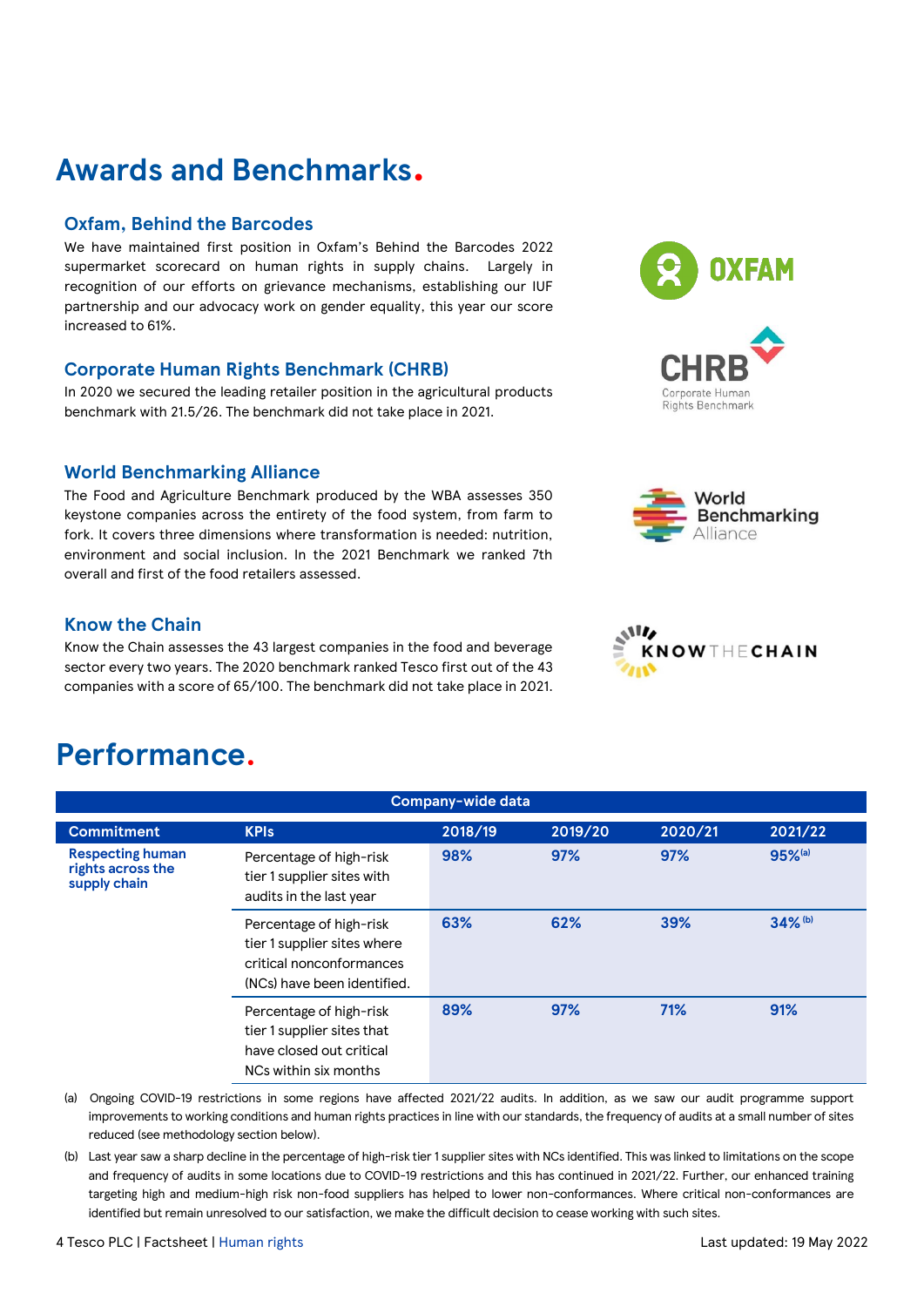# Awards and Benchmarks.

## Oxfam, Behind the Barcodes

We have maintained first position in Oxfam's Behind the Barcodes 2022 supermarket scorecard on human rights in supply chains. Largely in recognition of our efforts on grievance mechanisms, establishing our IUF partnership and our advocacy work on gender equality, this year our score increased to 61%.

## Corporate Human Rights Benchmark (CHRB)

In 2020 we secured the leading retailer position in the agricultural products benchmark with 21.5/26. The benchmark did not take place in 2021.

## World Benchmarking Alliance

The Food and Agriculture Benchmark produced by the WBA assesses 350 keystone companies across the entirety of the food system, from farm to fork. It covers three dimensions where transformation is needed: nutrition, environment and social inclusion. In the 2021 Benchmark we ranked 7th overall and first of the food retailers assessed.

## Know the Chain

Know the Chain assesses the 43 largest companies in the food and beverage sector every two years. The 2020 benchmark ranked Tesco first out of the 43 companies with a score of 65/100. The benchmark did not take place in 2021.

# Performance.

| Company-wide data | | | | | |
|---|---|---|---|---|---|
| **Commitment** | **KPIs** | **2018/19** | **2019/20** | **2020/21** | **2021/22** |
| **Respecting human rights across the supply chain** | Percentage of high-risk tier 1 supplier sites with audits in the last year | **98%** | **97%** | **97%** | **95%**[a] |
| | Percentage of high-risk tier 1 supplier sites where critical nonconformances (NCs) have been identified. | **63%** | **62%** | **39%** | **34%**[b] |
| | Percentage of high-risk tier 1 supplier sites that have closed out critical NCs within six months | **89%** | **97%** | **71%** | **91%** |

(a) Ongoing COVID-19 restrictions in some regions have affected 2021/22 audits. In addition, as we saw our audit programme support improvements to working conditions and human rights practices in line with our standards, the frequency of audits at a small number of sites reduced (see methodology section below).

(b) Last year saw a sharp decline in the percentage of high-risk tier 1 supplier sites with NCs identified. This was linked to limitations on the scope and frequency of audits in some locations due to COVID-19 restrictions and this has continued in 2021/22. Further, our enhanced training targeting high and medium-high risk non-food suppliers has helped to lower non-conformances. Where critical non-conformances are identified but remain unresolved to our satisfaction, we make the difficult decision to cease working with such sites.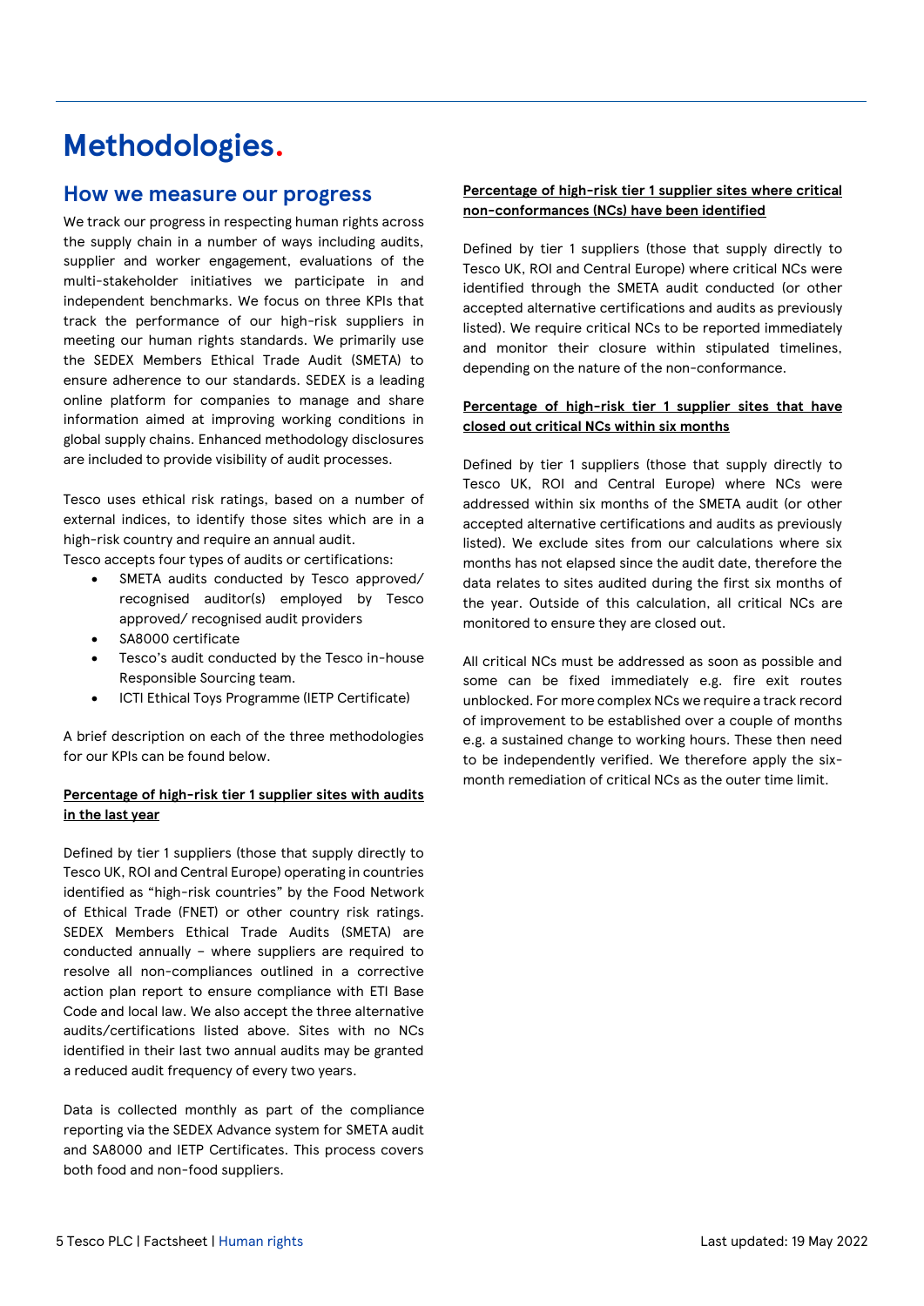# Methodologies.

## How we measure our progress

We track our progress in respecting human rights across the supply chain in a number of ways including audits, supplier and worker engagement, evaluations of the multi-stakeholder initiatives we participate in and independent benchmarks. We focus on three KPIs that track the performance of our high-risk suppliers in meeting our human rights standards. We primarily use the SEDEX Members Ethical Trade Audit (SMETA) to ensure adherence to our standards. SEDEX is a leading online platform for companies to manage and share information aimed at improving working conditions in global supply chains. Enhanced methodology disclosures are included to provide visibility of audit processes.

Tesco uses ethical risk ratings, based on a number of external indices, to identify those sites which are in a high-risk country and require an annual audit.
Tesco accepts four types of audits or certifications:

- SMETA audits conducted by Tesco approved/ recognised auditor(s) employed by Tesco approved/ recognised audit providers
- SA8000 certificate
- Tesco's audit conducted by the Tesco in-house Responsible Sourcing team.
- ICTI Ethical Toys Programme (IETP Certificate)

A brief description on each of the three methodologies for our KPIs can be found below.

**Percentage of high-risk tier 1 supplier sites with audits in the last year**

Defined by tier 1 suppliers (those that supply directly to Tesco UK, ROI and Central Europe) operating in countries identified as "high-risk countries" by the Food Network of Ethical Trade (FNET) or other country risk ratings. SEDEX Members Ethical Trade Audits (SMETA) are conducted annually – where suppliers are required to resolve all non-compliances outlined in a corrective action plan report to ensure compliance with ETI Base Code and local law. We also accept the three alternative audits/certifications listed above. Sites with no NCs identified in their last two annual audits may be granted a reduced audit frequency of every two years.

Data is collected monthly as part of the compliance reporting via the SEDEX Advance system for SMETA audit and SA8000 and IETP Certificates. This process covers both food and non-food suppliers.

**Percentage of high-risk tier 1 supplier sites where critical non-conformances (NCs) have been identified**

Defined by tier 1 suppliers (those that supply directly to Tesco UK, ROI and Central Europe) where critical NCs were identified through the SMETA audit conducted (or other accepted alternative certifications and audits as previously listed). We require critical NCs to be reported immediately and monitor their closure within stipulated timelines, depending on the nature of the non-conformance.

**Percentage of high-risk tier 1 supplier sites that have closed out critical NCs within six months**

Defined by tier 1 suppliers (those that supply directly to Tesco UK, ROI and Central Europe) where NCs were addressed within six months of the SMETA audit (or other accepted alternative certifications and audits as previously listed). We exclude sites from our calculations where six months has not elapsed since the audit date, therefore the data relates to sites audited during the first six months of the year. Outside of this calculation, all critical NCs are monitored to ensure they are closed out.

All critical NCs must be addressed as soon as possible and some can be fixed immediately e.g. fire exit routes unblocked. For more complex NCs we require a track record of improvement to be established over a couple of months e.g. a sustained change to working hours. These then need to be independently verified. We therefore apply the six-month remediation of critical NCs as the outer time limit.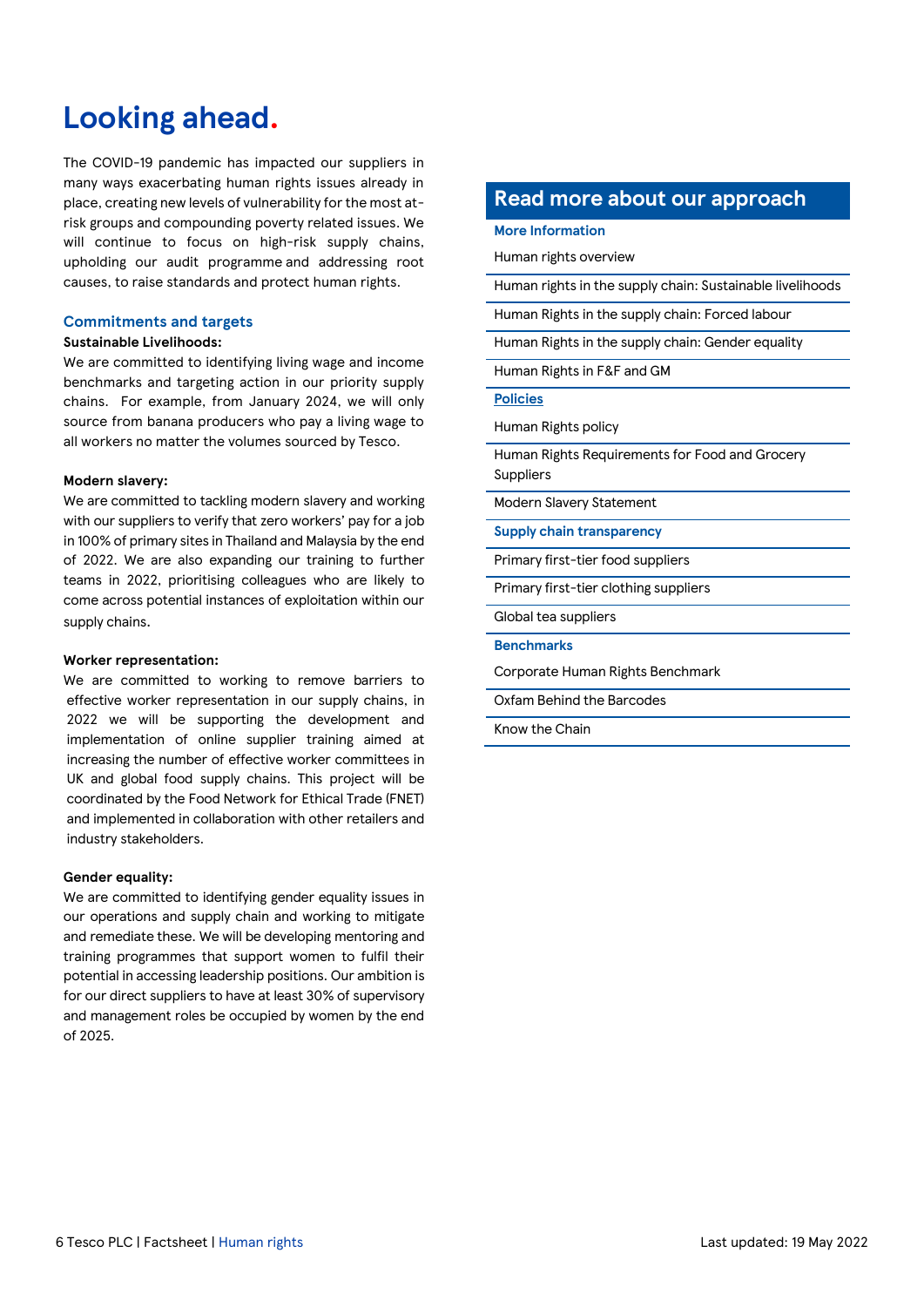# Looking ahead.

The COVID-19 pandemic has impacted our suppliers in many ways exacerbating human rights issues already in place, creating new levels of vulnerability for the most at-risk groups and compounding poverty related issues. We will continue to focus on high-risk supply chains, upholding our audit programme and addressing root causes, to raise standards and protect human rights.

## Commitments and targets

**Sustainable Livelihoods:**

We are committed to identifying living wage and income benchmarks and targeting action in our priority supply chains. For example, from January 2024, we will only source from banana producers who pay a living wage to all workers no matter the volumes sourced by Tesco.

**Modern slavery:**

We are committed to tackling modern slavery and working with our suppliers to verify that zero workers' pay for a job in 100% of primary sites in Thailand and Malaysia by the end of 2022. We are also expanding our training to further teams in 2022, prioritising colleagues who are likely to come across potential instances of exploitation within our supply chains.

**Worker representation:**

We are committed to working to remove barriers to effective worker representation in our supply chains, in 2022 we will be supporting the development and implementation of online supplier training aimed at increasing the number of effective worker committees in UK and global food supply chains. This project will be coordinated by the Food Network for Ethical Trade (FNET) and implemented in collaboration with other retailers and industry stakeholders.

**Gender equality:**

We are committed to identifying gender equality issues in our operations and supply chain and working to mitigate and remediate these. We will be developing mentoring and training programmes that support women to fulfil their potential in accessing leadership positions. Our ambition is for our direct suppliers to have at least 30% of supervisory and management roles be occupied by women by the end of 2025.

## Read more about our approach

**More Information**

- Human rights overview
- Human rights in the supply chain: Sustainable livelihoods
- Human Rights in the supply chain: Forced labour
- Human Rights in the supply chain: Gender equality
- Human Rights in F&F and GM

**Policies**

- Human Rights policy
- Human Rights Requirements for Food and Grocery Suppliers
- Modern Slavery Statement

**Supply chain transparency**

- Primary first-tier food suppliers
- Primary first-tier clothing suppliers
- Global tea suppliers

**Benchmarks**

- Corporate Human Rights Benchmark
- Oxfam Behind the Barcodes
- Know the Chain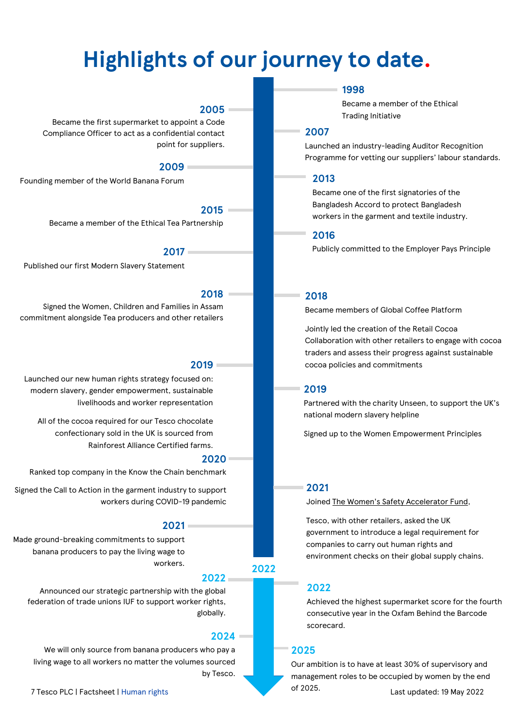# Highlights of our journey to date.

### 1998
Became a member of the Ethical Trading Initiative

### 2005
Became the first supermarket to appoint a Code Compliance Officer to act as a confidential contact point for suppliers.

### 2007
Launched an industry-leading Auditor Recognition Programme for vetting our suppliers' labour standards.

### 2009
Founding member of the World Banana Forum

### 2013
Became one of the first signatories of the Bangladesh Accord to protect Bangladesh workers in the garment and textile industry.

### 2015
Became a member of the Ethical Tea Partnership

### 2016
Publicly committed to the Employer Pays Principle

### 2017
Published our first Modern Slavery Statement

### 2018
Signed the Women, Children and Families in Assam commitment alongside Tea producers and other retailers

Became members of Global Coffee Platform

Jointly led the creation of the Retail Cocoa Collaboration with other retailers to engage with cocoa traders and assess their progress against sustainable cocoa policies and commitments

### 2019
Launched our new human rights strategy focused on: modern slavery, gender empowerment, sustainable livelihoods and worker representation

All of the cocoa required for our Tesco chocolate confectionary sold in the UK is sourced from Rainforest Alliance Certified farms.

Partnered with the charity Unseen, to support the UK's national modern slavery helpline

Signed up to the Women Empowerment Principles

### 2020
Ranked top company in the Know the Chain benchmark

Signed the Call to Action in the garment industry to support workers during COVID-19 pandemic

### 2021
Joined The Women's Safety Accelerator Fund,

Tesco, with other retailers, asked the UK government to introduce a legal requirement for companies to carry out human rights and environment checks on their global supply chains.

Made ground-breaking commitments to support banana producers to pay the living wage to workers.

### 2022
Announced our strategic partnership with the global federation of trade unions IUF to support worker rights, globally.

Achieved the highest supermarket score for the fourth consecutive year in the Oxfam Behind the Barcode scorecard.

### 2024
We will only source from banana producers who pay a living wage to all workers no matter the volumes sourced by Tesco.

### 2025
Our ambition is to have at least 30% of supervisory and management roles to be occupied by women by the end of 2025.

7 Tesco PLC | Factsheet | Human rights

Last updated: 19 May 2022